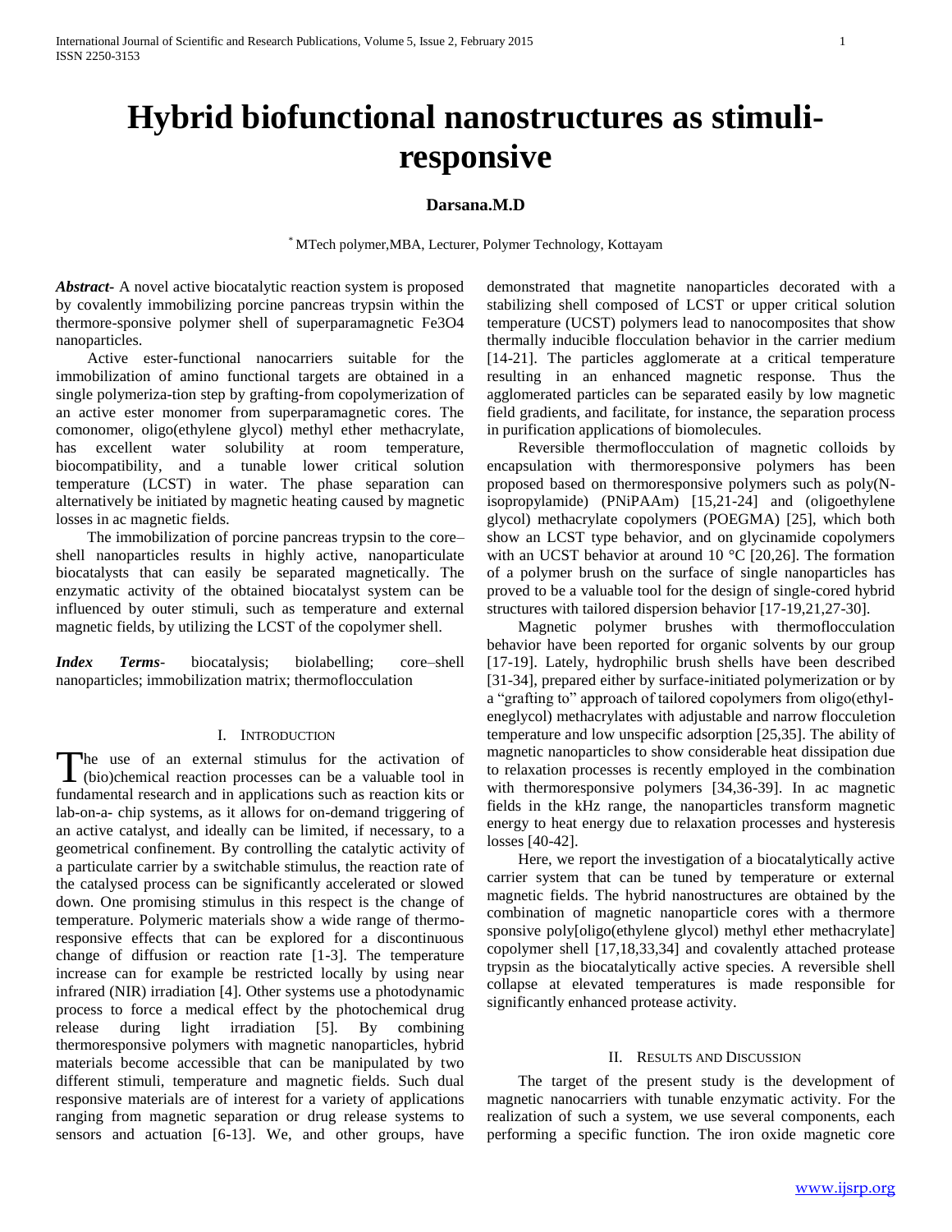# Hybrid biofunctional nanostructures as stimuli-responsive

**Darsana.M.D**

[*] MTech polymer,MBA, Lecturer, Polymer Technology, Kottayam

***Abstract-*** A novel active biocatalytic reaction system is proposed by covalently immobilizing porcine pancreas trypsin within the thermore-sponsive polymer shell of superparamagnetic $Fe_3O_4$ nanoparticles.

Active ester-functional nanocarriers suitable for the immobilization of amino functional targets are obtained in a single polymeriza-tion step by grafting-from copolymerization of an active ester monomer from superparamagnetic cores. The comonomer, oligo(ethylene glycol) methyl ether methacrylate, has excellent water solubility at room temperature, biocompatibility, and a tunable lower critical solution temperature (LCST) in water. The phase separation can alternatively be initiated by magnetic heating caused by magnetic losses in ac magnetic fields.

The immobilization of porcine pancreas trypsin to the core–shell nanoparticles results in highly active, nanoparticulate biocatalysts that can easily be separated magnetically. The enzymatic activity of the obtained biocatalyst system can be influenced by outer stimuli, such as temperature and external magnetic fields, by utilizing the LCST of the copolymer shell.

***Index Terms-*** biocatalysis; biolabelling; core–shell nanoparticles; immobilization matrix; thermoflocculation

## I. Introduction

The use of an external stimulus for the activation of (bio)chemical reaction processes can be a valuable tool in fundamental research and in applications such as reaction kits or lab-on-a- chip systems, as it allows for on-demand triggering of an active catalyst, and ideally can be limited, if necessary, to a geometrical confinement. By controlling the catalytic activity of a particulate carrier by a switchable stimulus, the reaction rate of the catalysed process can be significantly accelerated or slowed down. One promising stimulus in this respect is the change of temperature. Polymeric materials show a wide range of thermo-responsive effects that can be explored for a discontinuous change of diffusion or reaction rate [1-3]. The temperature increase can for example be restricted locally by using near infrared (NIR) irradiation [4]. Other systems use a photodynamic process to force a medical effect by the photochemical drug release during light irradiation [5]. By combining thermoresponsive polymers with magnetic nanoparticles, hybrid materials become accessible that can be manipulated by two different stimuli, temperature and magnetic fields. Such dual responsive materials are of interest for a variety of applications ranging from magnetic separation or drug release systems to sensors and actuation [6-13]. We, and other groups, have demonstrated that magnetite nanoparticles decorated with a stabilizing shell composed of LCST or upper critical solution temperature (UCST) polymers lead to nanocomposites that show thermally inducible flocculation behavior in the carrier medium [14-21]. The particles agglomerate at a critical temperature resulting in an enhanced magnetic response. Thus the agglomerated particles can be separated easily by low magnetic field gradients, and facilitate, for instance, the separation process in purification applications of biomolecules.

Reversible thermoflocculation of magnetic colloids by encapsulation with thermoresponsive polymers has been proposed based on thermoresponsive polymers such as poly(N-isopropylamide) (PNiPAAm) [15,21-24] and (oligoethylene glycol) methacrylate copolymers (POEGMA) [25], which both show an LCST type behavior, and on glycinamide copolymers with an UCST behavior at around 10 °C [20,26]. The formation of a polymer brush on the surface of single nanoparticles has proved to be a valuable tool for the design of single-cored hybrid structures with tailored dispersion behavior [17-19,21,27-30].

Magnetic polymer brushes with thermoflocculation behavior have been reported for organic solvents by our group [17-19]. Lately, hydrophilic brush shells have been described [31-34], prepared either by surface-initiated polymerization or by a "grafting to" approach of tailored copolymers from oligo(ethyl-eneglycol) methacrylates with adjustable and narrow flocculetion temperature and low unspecific adsorption [25,35]. The ability of magnetic nanoparticles to show considerable heat dissipation due to relaxation processes is recently employed in the combination with thermoresponsive polymers [34,36-39]. In ac magnetic fields in the kHz range, the nanoparticles transform magnetic energy to heat energy due to relaxation processes and hysteresis losses [40-42].

Here, we report the investigation of a biocatalytically active carrier system that can be tuned by temperature or external magnetic fields. The hybrid nanostructures are obtained by the combination of magnetic nanoparticle cores with a thermore sponsive poly[oligo(ethylene glycol) methyl ether methacrylate] copolymer shell [17,18,33,34] and covalently attached protease trypsin as the biocatalytically active species. A reversible shell collapse at elevated temperatures is made responsible for significantly enhanced protease activity.

## II. Results and Discussion

The target of the present study is the development of magnetic nanocarriers with tunable enzymatic activity. For the realization of such a system, we use several components, each performing a specific function. The iron oxide magnetic core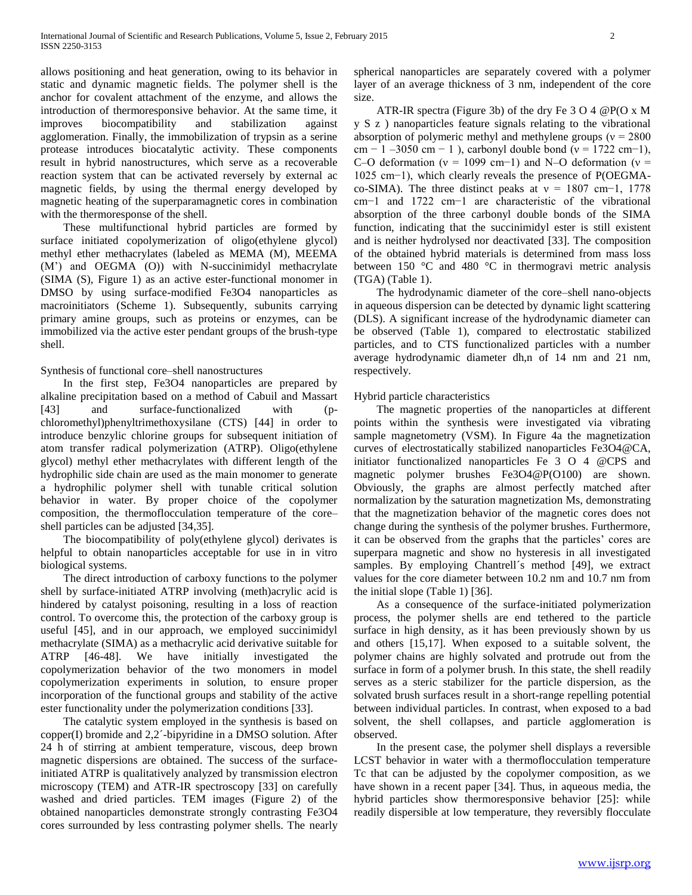allows positioning and heat generation, owing to its behavior in static and dynamic magnetic fields. The polymer shell is the anchor for covalent attachment of the enzyme, and allows the introduction of thermoresponsive behavior. At the same time, it improves biocompatibility and stabilization against agglomeration. Finally, the immobilization of trypsin as a serine protease introduces biocatalytic activity. These components result in hybrid nanostructures, which serve as a recoverable reaction system that can be activated reversely by external ac magnetic fields, by using the thermal energy developed by magnetic heating of the superparamagnetic cores in combination with the thermoresponse of the shell.

These multifunctional hybrid particles are formed by surface initiated copolymerization of oligo(ethylene glycol) methyl ether methacrylates (labeled as MEMA (M), MEEMA (M') and OEGMA (O)) with N-succinimidyl methacrylate (SIMA (S), Figure 1) as an active ester-functional monomer in DMSO by using surface-modified $Fe_3O_4$ nanoparticles as macroinitiators (Scheme 1). Subsequently, subunits carrying primary amine groups, such as proteins or enzymes, can be immobilized via the active ester pendant groups of the brush-type shell.

Synthesis of functional core–shell nanostructures

In the first step, $Fe_3O_4$ nanoparticles are prepared by alkaline precipitation based on a method of Cabuil and Massart [43] and surface-functionalized with (p-chloromethyl)phenyltrimethoxysilane (CTS) [44] in order to introduce benzylic chlorine groups for subsequent initiation of atom transfer radical polymerization (ATRP). Oligo(ethylene glycol) methyl ether methacrylates with different length of the hydrophilic side chain are used as the main monomer to generate a hydrophilic polymer shell with tunable critical solution behavior in water. By proper choice of the copolymer composition, the thermoflocculation temperature of the core–shell particles can be adjusted [34,35].

The biocompatibility of poly(ethylene glycol) derivates is helpful to obtain nanoparticles acceptable for use in in vitro biological systems.

The direct introduction of carboxy functions to the polymer shell by surface-initiated ATRP involving (meth)acrylic acid is hindered by catalyst poisoning, resulting in a loss of reaction control. To overcome this, the protection of the carboxy group is useful [45], and in our approach, we employed succinimidyl methacrylate (SIMA) as a methacrylic acid derivative suitable for ATRP [46-48]. We have initially investigated the copolymerization behavior of the two monomers in model copolymerization experiments in solution, to ensure proper incorporation of the functional groups and stability of the active ester functionality under the polymerization conditions [33].

The catalytic system employed in the synthesis is based on copper(I) bromide and 2,2´-bipyridine in a DMSO solution. After 24 h of stirring at ambient temperature, viscous, deep brown magnetic dispersions are obtained. The success of the surface-initiated ATRP is qualitatively analyzed by transmission electron microscopy (TEM) and ATR-IR spectroscopy [33] on carefully washed and dried particles. TEM images (Figure 2) of the obtained nanoparticles demonstrate strongly contrasting $Fe_3O_4$ cores surrounded by less contrasting polymer shells. The nearly spherical nanoparticles are separately covered with a polymer layer of an average thickness of 3 nm, independent of the core size.

ATR-IR spectra (Figure 3b) of the dry $Fe_3O_4$@P($O_xM_yS_z$) nanoparticles feature signals relating to the vibrational absorption of polymeric methyl and methylene groups ($\nu$ = 2800 cm$^{-1}$ –3050 cm$^{-1}$), carbonyl double bond ($\nu$ = 1722 cm$^{-1}$), C–O deformation ($\nu$ = 1099 cm$^{-1}$) and N–O deformation ($\nu$ = 1025 cm$^{-1}$), which clearly reveals the presence of P(OEGMA-co-SIMA). The three distinct peaks at $\nu$ = 1807 cm$^{-1}$, 1778 cm$^{-1}$ and 1722 cm$^{-1}$ are characteristic of the vibrational absorption of the three carbonyl double bonds of the SIMA function, indicating that the succinimidyl ester is still existent and is neither hydrolysed nor deactivated [33]. The composition of the obtained hybrid materials is determined from mass loss between 150 °C and 480 °C in thermogravi metric analysis (TGA) (Table 1).

The hydrodynamic diameter of the core–shell nano-objects in aqueous dispersion can be detected by dynamic light scattering (DLS). A significant increase of the hydrodynamic diameter can be observed (Table 1), compared to electrostatic stabilized particles, and to CTS functionalized particles with a number average hydrodynamic diameter $d_{h,n}$ of 14 nm and 21 nm, respectively.

Hybrid particle characteristics

The magnetic properties of the nanoparticles at different points within the synthesis were investigated via vibrating sample magnetometry (VSM). In Figure 4a the magnetization curves of electrostatically stabilized nanoparticles $Fe_3O_4$@CA, initiator functionalized nanoparticles $Fe_3O_4$@CPS and magnetic polymer brushes $Fe_3O_4$@P(O100) are shown. Obviously, the graphs are almost perfectly matched after normalization by the saturation magnetization $M_s$, demonstrating that the magnetization behavior of the magnetic cores does not change during the synthesis of the polymer brushes. Furthermore, it can be observed from the graphs that the particles' cores are superpara magnetic and show no hysteresis in all investigated samples. By employing Chantrell´s method [49], we extract values for the core diameter between 10.2 nm and 10.7 nm from the initial slope (Table 1) [36].

As a consequence of the surface-initiated polymerization process, the polymer shells are end tethered to the particle surface in high density, as it has been previously shown by us and others [15,17]. When exposed to a suitable solvent, the polymer chains are highly solvated and protrude out from the surface in form of a polymer brush. In this state, the shell readily serves as a steric stabilizer for the particle dispersion, as the solvated brush surfaces result in a short-range repelling potential between individual particles. In contrast, when exposed to a bad solvent, the shell collapses, and particle agglomeration is observed.

In the present case, the polymer shell displays a reversible LCST behavior in water with a thermoflocculation temperature $T_c$ that can be adjusted by the copolymer composition, as we have shown in a recent paper [34]. Thus, in aqueous media, the hybrid particles show thermoresponsive behavior [25]: while readily dispersible at low temperature, they reversibly flocculate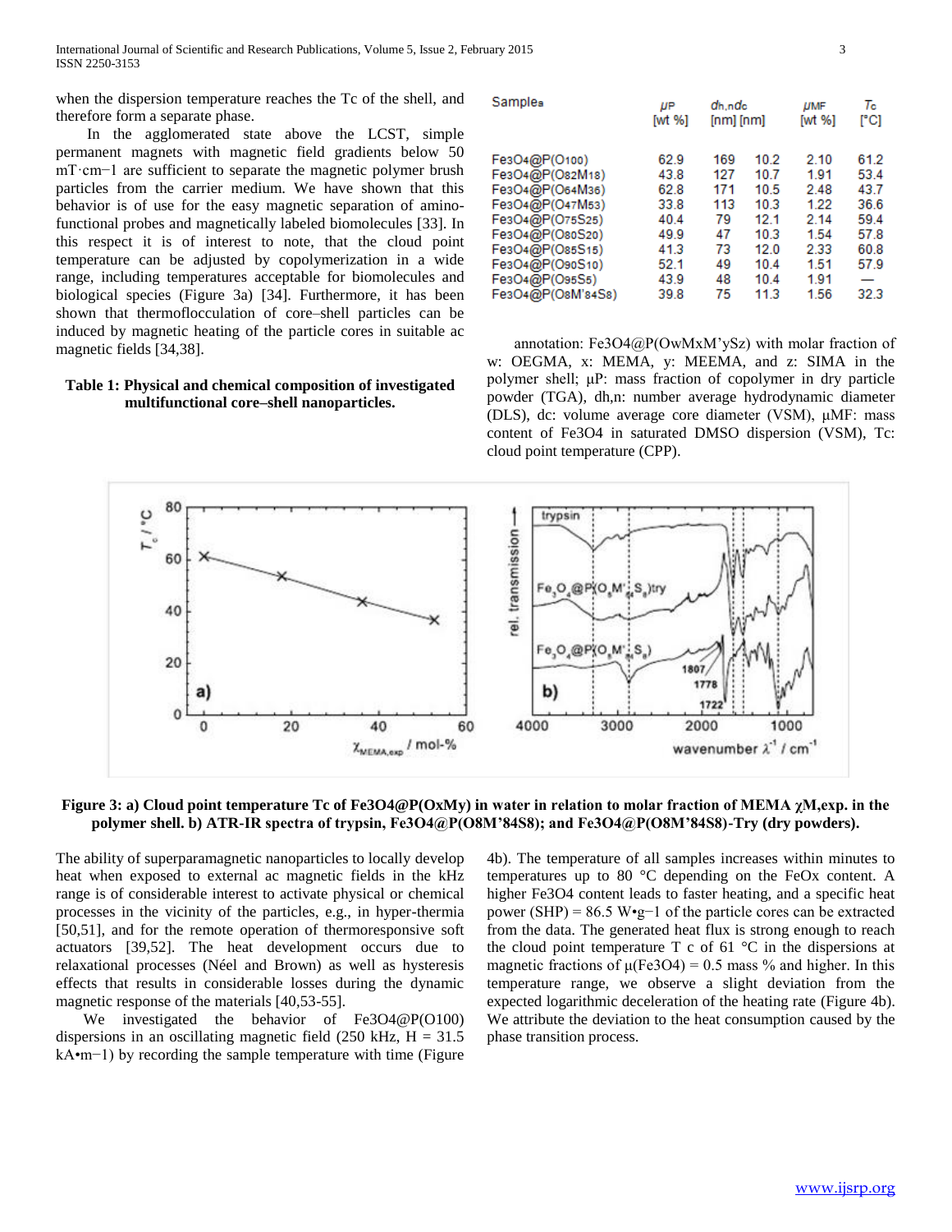when the dispersion temperature reaches the Tc of the shell, and therefore form a separate phase.

In the agglomerated state above the LCST, simple permanent magnets with magnetic field gradients below 50 mT·cm−1 are sufficient to separate the magnetic polymer brush particles from the carrier medium. We have shown that this behavior is of use for the easy magnetic separation of amino-functional probes and magnetically labeled biomolecules [33]. In this respect it is of interest to note, that the cloud point temperature can be adjusted by copolymerization in a wide range, including temperatures acceptable for biomolecules and biological species (Figure 3a) [34]. Furthermore, it has been shown that thermoflocculation of core–shell particles can be induced by magnetic heating of the particle cores in suitable ac magnetic fields [34,38].

**Table 1: Physical and chemical composition of investigated multifunctional core–shell nanoparticles.**

| Samples | $\mu_P$ [wt %] | $d_{h,n}$ [nm] | $d_c$ [nm] | $\mu_{MF}$ [wt %] | $T_c$ [°C] |
|---|---|---|---|---|---|
| $Fe_3O_4$@P($O_{100}$) | 62.9 | 169 | 10.2 | 2.10 | 61.2 |
| $Fe_3O_4$@P($O_{82}M_{18}$) | 43.8 | 127 | 10.7 | 1.91 | 53.4 |
| $Fe_3O_4$@P($O_{64}M_{36}$) | 62.8 | 171 | 10.5 | 2.48 | 43.7 |
| $Fe_3O_4$@P($O_{47}M_{53}$) | 33.8 | 113 | 10.3 | 1.22 | 36.6 |
| $Fe_3O_4$@P($O_{75}S_{25}$) | 40.4 | 79 | 12.1 | 2.14 | 59.4 |
| $Fe_3O_4$@P($O_{80}S_{20}$) | 49.9 | 47 | 10.3 | 1.54 | 57.8 |
| $Fe_3O_4$@P($O_{85}S_{15}$) | 41.3 | 73 | 12.0 | 2.33 | 60.8 |
| $Fe_3O_4$@P($O_{90}S_{10}$) | 52.1 | 49 | 10.4 | 1.51 | 57.9 |
| $Fe_3O_4$@P($O_{95}S_5$) | 43.9 | 48 | 10.4 | 1.91 | — |
| $Fe_3O_4$@P($O_8M'_{84}S_8$) | 39.8 | 75 | 11.3 | 1.56 | 32.3 |

annotation: Fe3O4@P(OwMxM'ySz) with molar fraction of w: OEGMA, x: MEMA, y: MEEMA, and z: SIMA in the polymer shell; µP: mass fraction of copolymer in dry particle powder (TGA), dh,n: number average hydrodynamic diameter (DLS), dc: volume average core diameter (VSM), µMF: mass content of Fe3O4 in saturated DMSO dispersion (VSM), Tc: cloud point temperature (CPP).

**Figure 3: a) Cloud point temperature Tc of Fe3O4@P(OxMy) in water in relation to molar fraction of MEMA χM,exp. in the polymer shell. b) ATR-IR spectra of trypsin, Fe3O4@P(O8M'84S8); and Fe3O4@P(O8M'84S8)-Try (dry powders).**

The ability of superparamagnetic nanoparticles to locally develop heat when exposed to external ac magnetic fields in the kHz range is of considerable interest to activate physical or chemical processes in the vicinity of the particles, e.g., in hyper-thermia [50,51], and for the remote operation of thermoresponsive soft actuators [39,52]. The heat development occurs due to relaxational processes (Néel and Brown) as well as hysteresis effects that results in considerable losses during the dynamic magnetic response of the materials [40,53-55].

We investigated the behavior of Fe3O4@P(O100) dispersions in an oscillating magnetic field (250 kHz, H = 31.5 kA•m−1) by recording the sample temperature with time (Figure 4b). The temperature of all samples increases within minutes to temperatures up to 80 °C depending on the FeOx content. A higher Fe3O4 content leads to faster heating, and a specific heat power (SHP) = 86.5 W•g−1 of the particle cores can be extracted from the data. The generated heat flux is strong enough to reach the cloud point temperature T c of 61 °C in the dispersions at magnetic fractions of µ(Fe3O4) = 0.5 mass % and higher. In this temperature range, we observe a slight deviation from the expected logarithmic deceleration of the heating rate (Figure 4b). We attribute the deviation to the heat consumption caused by the phase transition process.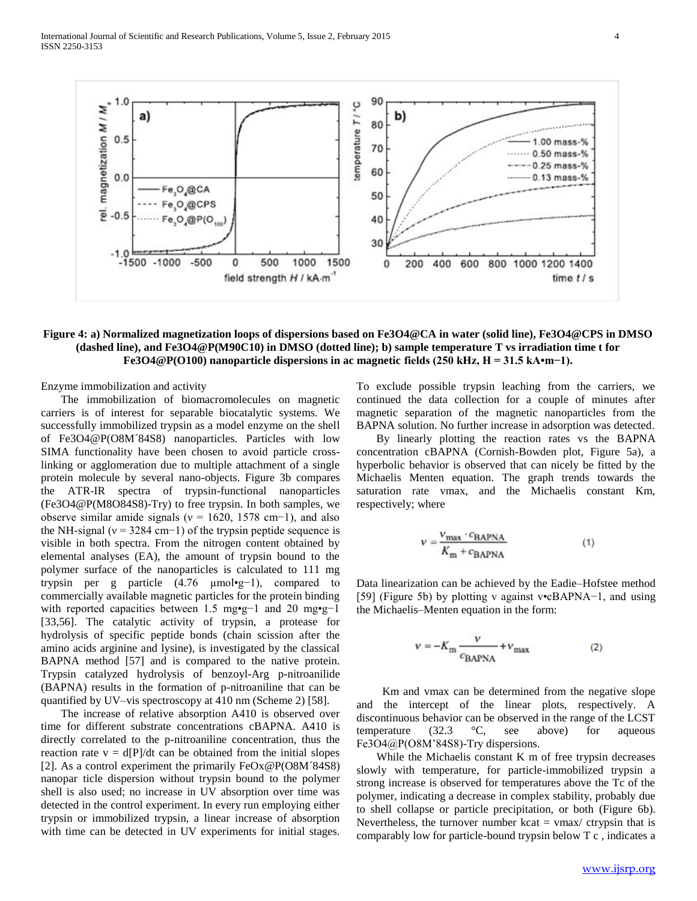**Figure 4: a) Normalized magnetization loops of dispersions based on Fe3O4@CA in water (solid line), Fe3O4@CPS in DMSO (dashed line), and Fe3O4@P(M90C10) in DMSO (dotted line); b) sample temperature T vs irradiation time t for Fe3O4@P(O100) nanoparticle dispersions in ac magnetic fields (250 kHz, H = 31.5 kA•m−1).**

Enzyme immobilization and activity

The immobilization of biomacromolecules on magnetic carriers is of interest for separable biocatalytic systems. We successfully immobilized trypsin as a model enzyme on the shell of Fe3O4@P(O8M´84S8) nanoparticles. Particles with low SIMA functionality have been chosen to avoid particle cross-linking or agglomeration due to multiple attachment of a single protein molecule by several nano-objects. Figure 3b compares the ATR-IR spectra of trypsin-functional nanoparticles (Fe3O4@P(M8O84S8)-Try) to free trypsin. In both samples, we observe similar amide signals ($\nu$ = 1620, 1578 cm−1), and also the NH-signal ($\nu$ = 3284 cm−1) of the trypsin peptide sequence is visible in both spectra. From the nitrogen content obtained by elemental analyses (EA), the amount of trypsin bound to the polymer surface of the nanoparticles is calculated to 111 mg trypsin per g particle (4.76 µmol•g−1), compared to commercially available magnetic particles for the protein binding with reported capacities between 1.5 mg•g−1 and 20 mg•g−1 [33,56]. The catalytic activity of trypsin, a protease for hydrolysis of specific peptide bonds (chain scission after the amino acids arginine and lysine), is investigated by the classical BAPNA method [57] and is compared to the native protein. Trypsin catalyzed hydrolysis of benzoyl-Arg p-nitroanilide (BAPNA) results in the formation of p-nitroaniline that can be quantified by UV–vis spectroscopy at 410 nm (Scheme 2) [58].

The increase of relative absorption A410 is observed over time for different substrate concentrations cBAPNA. A410 is directly correlated to the p-nitroaniline concentration, thus the reaction rate v = d[P]/dt can be obtained from the initial slopes [2]. As a control experiment the primarily FeOx@P(O8M´84S8) nanopar ticle dispersion without trypsin bound to the polymer shell is also used; no increase in UV absorption over time was detected in the control experiment. In every run employing either trypsin or immobilized trypsin, a linear increase of absorption with time can be detected in UV experiments for initial stages. To exclude possible trypsin leaching from the carriers, we continued the data collection for a couple of minutes after magnetic separation of the magnetic nanoparticles from the BAPNA solution. No further increase in adsorption was detected.

By linearly plotting the reaction rates vs the BAPNA concentration cBAPNA (Cornish-Bowden plot, Figure 5a), a hyperbolic behavior is observed that can nicely be fitted by the Michaelis Menten equation. The graph trends towards the saturation rate vmax, and the Michaelis constant Km, respectively; where

$$v = \frac{v_{\text{max}} \cdot c_{\text{BAPNA}}}{K_{\text{m}} + c_{\text{BAPNA}}} \qquad (1)$$

Data linearization can be achieved by the Eadie–Hofstee method [59] (Figure 5b) by plotting v against v•cBAPNA−1, and using the Michaelis–Menten equation in the form:

$$v = -K_{\text{m}} \frac{v}{c_{\text{BAPNA}}} + v_{\text{max}} \qquad (2)$$

Km and vmax can be determined from the negative slope and the intercept of the linear plots, respectively. A discontinuous behavior can be observed in the range of the LCST temperature (32.3 °C, see above) for aqueous Fe3O4@P(O8M'84S8)-Try dispersions.

While the Michaelis constant K m of free trypsin decreases slowly with temperature, for particle-immobilized trypsin a strong increase is observed for temperatures above the Tc of the polymer, indicating a decrease in complex stability, probably due to shell collapse or particle precipitation, or both (Figure 6b). Nevertheless, the turnover number kcat = vmax/ ctrypsin that is comparably low for particle-bound trypsin below T c , indicates a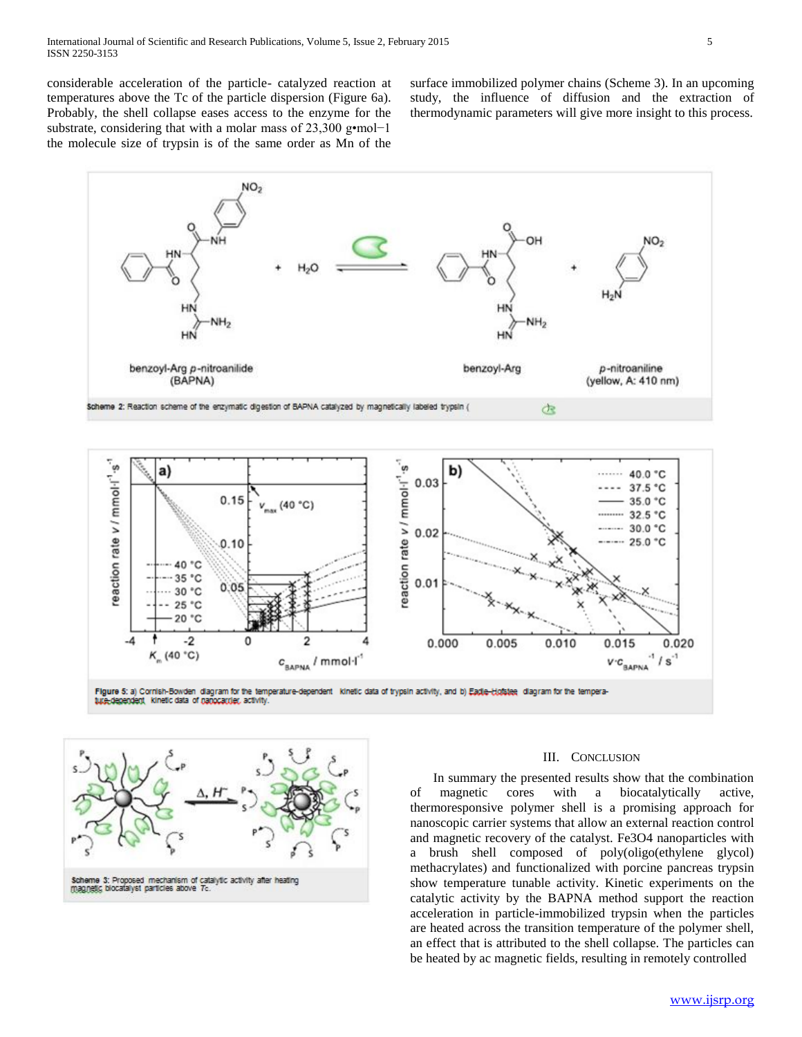considerable acceleration of the particle- catalyzed reaction at temperatures above the Tc of the particle dispersion (Figure 6a). Probably, the shell collapse eases access to the enzyme for the substrate, considering that with a molar mass of 23,300 g•mol−1 the molecule size of trypsin is of the same order as Mn of the surface immobilized polymer chains (Scheme 3). In an upcoming study, the influence of diffusion and the extraction of thermodynamic parameters will give more insight to this process.

Scheme 2: Reaction scheme of the enzymatic digestion of BAPNA catalyzed by magnetically labeled trypsin (

Figure 5: a) Cornish-Bowden diagram for the temperature-dependent kinetic data of trypsin activity, and b) Eadie-Hofstee diagram for the temperature-dependent kinetic data of nanocarrier activity.

Scheme 3: Proposed mechanism of catalytic activity after heating magnetic biocatalyst particles above Tc.

## III. Conclusion

In summary the presented results show that the combination of magnetic cores with a biocatalytically active, thermoresponsive polymer shell is a promising approach for nanoscopic carrier systems that allow an external reaction control and magnetic recovery of the catalyst. $Fe_3O_4$ nanoparticles with a brush shell composed of poly(oligo(ethylene glycol) methacrylates) and functionalized with porcine pancreas trypsin show temperature tunable activity. Kinetic experiments on the catalytic activity by the BAPNA method support the reaction acceleration in particle-immobilized trypsin when the particles are heated across the transition temperature of the polymer shell, an effect that is attributed to the shell collapse. The particles can be heated by ac magnetic fields, resulting in remotely controlled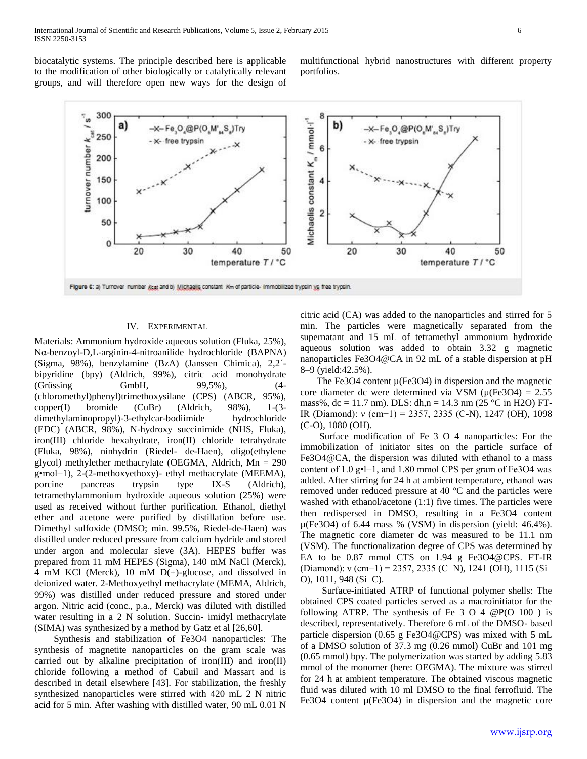biocatalytic systems. The principle described here is applicable to the modification of other biologically or catalytically relevant groups, and will therefore open new ways for the design of multifunctional hybrid nanostructures with different property portfolios.

Figure 6: a) Turnover number $k_{cat}$ and b) Michaelis constant $K_m$ of particle- immobilized trypsin vs free trypsin.

## IV. Experimental

Materials: Ammonium hydroxide aqueous solution (Fluka, 25%), Nα-benzoyl-D,L-arginin-4-nitroanilide hydrochloride (BAPNA) (Sigma, 98%), benzylamine (BzA) (Janssen Chimica), 2,2´-bipyridine (bpy) (Aldrich, 99%), citric acid monohydrate (Grüssing GmbH, 99,5%), (4-(chloromethyl)phenyl)trimethoxysilane (CPS) (ABCR, 95%), copper(I) bromide (CuBr) (Aldrich, 98%), 1-(3-dimethylaminopropyl)-3-ethylcar-bodiimide hydrochloride (EDC) (ABCR, 98%), N-hydroxy succinimide (NHS, Fluka), iron(III) chloride hexahydrate, iron(II) chloride tetrahydrate (Fluka, 98%), ninhydrin (Riedel- de-Haen), oligo(ethylene glycol) methylether methacrylate (OEGMA, Aldrich, Mn = 290 g•mol−1), 2-(2-methoxyethoxy)- ethyl methacrylate (MEEMA), porcine pancreas trypsin type IX-S (Aldrich), tetramethylammonium hydroxide aqueous solution (25%) were used as received without further purification. Ethanol, diethyl ether and acetone were purified by distillation before use. Dimethyl sulfoxide (DMSO; min. 99.5%, Riedel-de-Haen) was distilled under reduced pressure from calcium hydride and stored under argon and molecular sieve (3A). HEPES buffer was prepared from 11 mM HEPES (Sigma), 140 mM NaCl (Merck), 4 mM KCl (Merck), 10 mM D(+)-glucose, and dissolved in deionized water. 2-Methoxyethyl methacrylate (MEMA, Aldrich, 99%) was distilled under reduced pressure and stored under argon. Nitric acid (conc., p.a., Merck) was diluted with distilled water resulting in a 2 N solution. Succin- imidyl methacrylate (SIMA) was synthesized by a method by Gatz et al [26,60].

Synthesis and stabilization of Fe3O4 nanoparticles: The synthesis of magnetite nanoparticles on the gram scale was carried out by alkaline precipitation of iron(III) and iron(II) chloride following a method of Cabuil and Massart and is described in detail elsewhere [43]. For stabilization, the freshly synthesized nanoparticles were stirred with 420 mL 2 N nitric acid for 5 min. After washing with distilled water, 90 mL 0.01 N citric acid (CA) was added to the nanoparticles and stirred for 5 min. The particles were magnetically separated from the supernatant and 15 mL of tetramethyl ammonium hydroxide aqueous solution was added to obtain 3.32 g magnetic nanoparticles Fe3O4@CA in 92 mL of a stable dispersion at pH 8–9 (yield:42.5%).

The Fe3O4 content μ(Fe3O4) in dispersion and the magnetic core diameter dc were determined via VSM (μ(Fe3O4) = 2.55 mass%, dc = 11.7 nm). DLS: dh,n = 14.3 nm (25 °C in H2O) FT-IR (Diamond): ν (cm−1) = 2357, 2335 (C-N), 1247 (OH), 1098 (C-O), 1080 (OH).

Surface modification of Fe 3 O 4 nanoparticles: For the immobilization of initiator sites on the particle surface of Fe3O4@CA, the dispersion was diluted with ethanol to a mass content of 1.0 g•l−1, and 1.80 mmol CPS per gram of Fe3O4 was added. After stirring for 24 h at ambient temperature, ethanol was removed under reduced pressure at 40 °C and the particles were washed with ethanol/acetone (1:1) five times. The particles were then redispersed in DMSO, resulting in a Fe3O4 content μ(Fe3O4) of 6.44 mass % (VSM) in dispersion (yield: 46.4%). The magnetic core diameter dc was measured to be 11.1 nm (VSM). The functionalization degree of CPS was determined by EA to be 0.87 mmol CTS on 1.94 g Fe3O4@CPS. FT-IR (Diamond): ν (cm−1) = 2357, 2335 (C–N), 1241 (OH), 1115 (Si–O), 1011, 948 (Si–C).

Surface-initiated ATRP of functional polymer shells: The obtained CPS coated particles served as a macroinitiator for the following ATRP. The synthesis of Fe 3 O 4 @P(O 100 ) is described, representatively. Therefore 6 mL of the DMSO- based particle dispersion (0.65 g Fe3O4@CPS) was mixed with 5 mL of a DMSO solution of 37.3 mg (0.26 mmol) CuBr and 101 mg (0.65 mmol) bpy. The polymerization was started by adding 5.83 mmol of the monomer (here: OEGMA). The mixture was stirred for 24 h at ambient temperature. The obtained viscous magnetic fluid was diluted with 10 ml DMSO to the final ferrofluid. The Fe3O4 content μ(Fe3O4) in dispersion and the magnetic core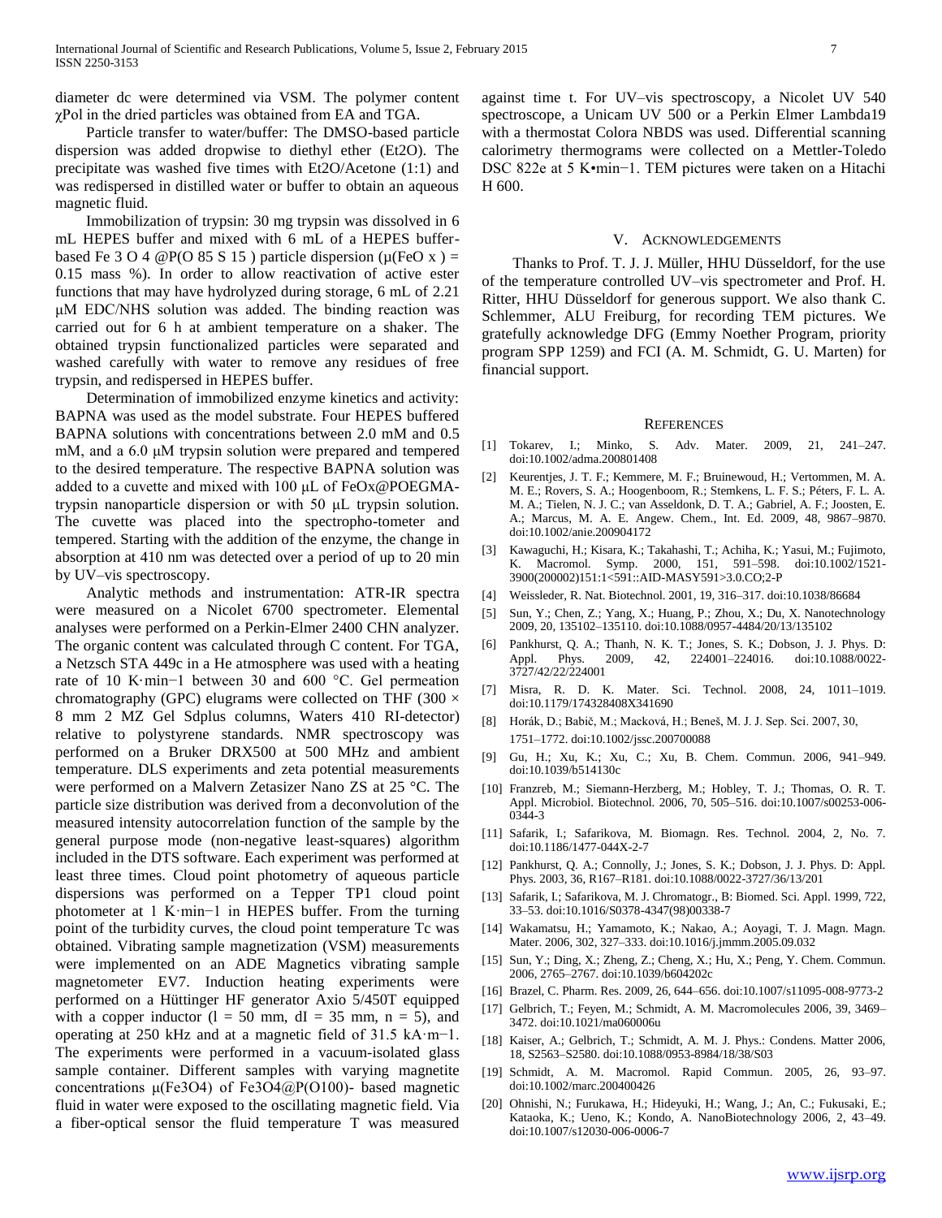diameter dc were determined via VSM. The polymer content χPol in the dried particles was obtained from EA and TGA.

Particle transfer to water/buffer: The DMSO-based particle dispersion was added dropwise to diethyl ether ($Et_2O$). The precipitate was washed five times with $Et_2O$/Acetone (1:1) and was redispersed in distilled water or buffer to obtain an aqueous magnetic fluid.

Immobilization of trypsin: 30 mg trypsin was dissolved in 6 mL HEPES buffer and mixed with 6 mL of a HEPES buffer-based $Fe_3O_4$@P($O_{85}S_{15}$) particle dispersion (μ($FeO_x$) = 0.15 mass %). In order to allow reactivation of active ester functions that may have hydrolyzed during storage, 6 mL of 2.21 μM EDC/NHS solution was added. The binding reaction was carried out for 6 h at ambient temperature on a shaker. The obtained trypsin functionalized particles were separated and washed carefully with water to remove any residues of free trypsin, and redispersed in HEPES buffer.

Determination of immobilized enzyme kinetics and activity: BAPNA was used as the model substrate. Four HEPES buffered BAPNA solutions with concentrations between 2.0 mM and 0.5 mM, and a 6.0 μM trypsin solution were prepared and tempered to the desired temperature. The respective BAPNA solution was added to a cuvette and mixed with 100 μL of FeOx@POEGMA-trypsin nanoparticle dispersion or with 50 μL trypsin solution. The cuvette was placed into the spectropho-tometer and tempered. Starting with the addition of the enzyme, the change in absorption at 410 nm was detected over a period of up to 20 min by UV–vis spectroscopy.

Analytic methods and instrumentation: ATR-IR spectra were measured on a Nicolet 6700 spectrometer. Elemental analyses were performed on a Perkin-Elmer 2400 CHN analyzer. The organic content was calculated through C content. For TGA, a Netzsch STA 449c in a He atmosphere was used with a heating rate of 10 K·min−1 between 30 and 600 °C. Gel permeation chromatography (GPC) elugrams were collected on THF (300 × 8 mm 2 MZ Gel Sdplus columns, Waters 410 RI-detector) relative to polystyrene standards. NMR spectroscopy was performed on a Bruker DRX500 at 500 MHz and ambient temperature. DLS experiments and zeta potential measurements were performed on a Malvern Zetasizer Nano ZS at 25 °C. The particle size distribution was derived from a deconvolution of the measured intensity autocorrelation function of the sample by the general purpose mode (non-negative least-squares) algorithm included in the DTS software. Each experiment was performed at least three times. Cloud point photometry of aqueous particle dispersions was performed on a Tepper TP1 cloud point photometer at 1 K·min−1 in HEPES buffer. From the turning point of the turbidity curves, the cloud point temperature Tc was obtained. Vibrating sample magnetization (VSM) measurements were implemented on an ADE Magnetics vibrating sample magnetometer EV7. Induction heating experiments were performed on a Hüttinger HF generator Axio 5/450T equipped with a copper inductor (l = 50 mm, dI = 35 mm, n = 5), and operating at 250 kHz and at a magnetic field of 31.5 kA·m−1. The experiments were performed in a vacuum-isolated glass sample container. Different samples with varying magnetite concentrations μ($Fe_3O_4$) of $Fe_3O_4$@P(O100)- based magnetic fluid in water were exposed to the oscillating magnetic field. Via a fiber-optical sensor the fluid temperature T was measured against time t. For UV–vis spectroscopy, a Nicolet UV 540 spectroscope, a Unicam UV 500 or a Perkin Elmer Lambda19 with a thermostat Colora NBDS was used. Differential scanning calorimetry thermograms were collected on a Mettler-Toledo DSC 822e at 5 K•min−1. TEM pictures were taken on a Hitachi H 600.

## V. Acknowledgements

Thanks to Prof. T. J. J. Müller, HHU Düsseldorf, for the use of the temperature controlled UV–vis spectrometer and Prof. H. Ritter, HHU Düsseldorf for generous support. We also thank C. Schlemmer, ALU Freiburg, for recording TEM pictures. We gratefully acknowledge DFG (Emmy Noether Program, priority program SPP 1259) and FCI (A. M. Schmidt, G. U. Marten) for financial support.

## References

[1] Tokarev, I.; Minko, S. Adv. Mater. 2009, 21, 241–247. doi:10.1002/adma.200801408

[2] Keurentjes, J. T. F.; Kemmere, M. F.; Bruinewoud, H.; Vertommen, M. A. M. E.; Rovers, S. A.; Hoogenboom, R.; Stemkens, L. F. S.; Péters, F. L. A. M. A.; Tielen, N. J. C.; van Asseldonk, D. T. A.; Gabriel, A. F.; Joosten, E. A.; Marcus, M. A. E. Angew. Chem., Int. Ed. 2009, 48, 9867–9870. doi:10.1002/anie.200904172

[3] Kawaguchi, H.; Kisara, K.; Takahashi, T.; Achiha, K.; Yasui, M.; Fujimoto, K. Macromol. Symp. 2000, 151, 591–598. doi:10.1002/1521-3900(200002)151:1<591::AID-MASY591>3.0.CO;2-P

[4] Weissleder, R. Nat. Biotechnol. 2001, 19, 316–317. doi:10.1038/86684

[5] Sun, Y.; Chen, Z.; Yang, X.; Huang, P.; Zhou, X.; Du, X. Nanotechnology 2009, 20, 135102–135110. doi:10.1088/0957-4484/20/13/135102

[6] Pankhurst, Q. A.; Thanh, N. K. T.; Jones, S. K.; Dobson, J. J. Phys. D: Appl. Phys. 2009, 42, 224001–224016. doi:10.1088/0022-3727/42/22/224001

[7] Misra, R. D. K. Mater. Sci. Technol. 2008, 24, 1011–1019. doi:10.1179/174328408X341690

[8] Horák, D.; Babič, M.; Macková, H.; Beneš, M. J. J. Sep. Sci. 2007, 30, 1751–1772. doi:10.1002/jssc.200700088

[9] Gu, H.; Xu, K.; Xu, C.; Xu, B. Chem. Commun. 2006, 941–949. doi:10.1039/b514130c

[10] Franzreb, M.; Siemann-Herzberg, M.; Hobley, T. J.; Thomas, O. R. T. Appl. Microbiol. Biotechnol. 2006, 70, 505–516. doi:10.1007/s00253-006-0344-3

[11] Safarik, I.; Safarikova, M. Biomagn. Res. Technol. 2004, 2, No. 7. doi:10.1186/1477-044X-2-7

[12] Pankhurst, Q. A.; Connolly, J.; Jones, S. K.; Dobson, J. J. Phys. D: Appl. Phys. 2003, 36, R167–R181. doi:10.1088/0022-3727/36/13/201

[13] Safarik, I.; Safarikova, M. J. Chromatogr., B: Biomed. Sci. Appl. 1999, 722, 33–53. doi:10.1016/S0378-4347(98)00338-7

[14] Wakamatsu, H.; Yamamoto, K.; Nakao, A.; Aoyagi, T. J. Magn. Magn. Mater. 2006, 302, 327–333. doi:10.1016/j.jmmm.2005.09.032

[15] Sun, Y.; Ding, X.; Zheng, Z.; Cheng, X.; Hu, X.; Peng, Y. Chem. Commun. 2006, 2765–2767. doi:10.1039/b604202c

[16] Brazel, C. Pharm. Res. 2009, 26, 644–656. doi:10.1007/s11095-008-9773-2

[17] Gelbrich, T.; Feyen, M.; Schmidt, A. M. Macromolecules 2006, 39, 3469–3472. doi:10.1021/ma060006u

[18] Kaiser, A.; Gelbrich, T.; Schmidt, A. M. J. Phys.: Condens. Matter 2006, 18, S2563–S2580. doi:10.1088/0953-8984/18/38/S03

[19] Schmidt, A. M. Macromol. Rapid Commun. 2005, 26, 93–97. doi:10.1002/marc.200400426

[20] Ohnishi, N.; Furukawa, H.; Hideyuki, H.; Wang, J.; An, C.; Fukusaki, E.; Kataoka, K.; Ueno, K.; Kondo, A. NanoBiotechnology 2006, 2, 43–49. doi:10.1007/s12030-006-0006-7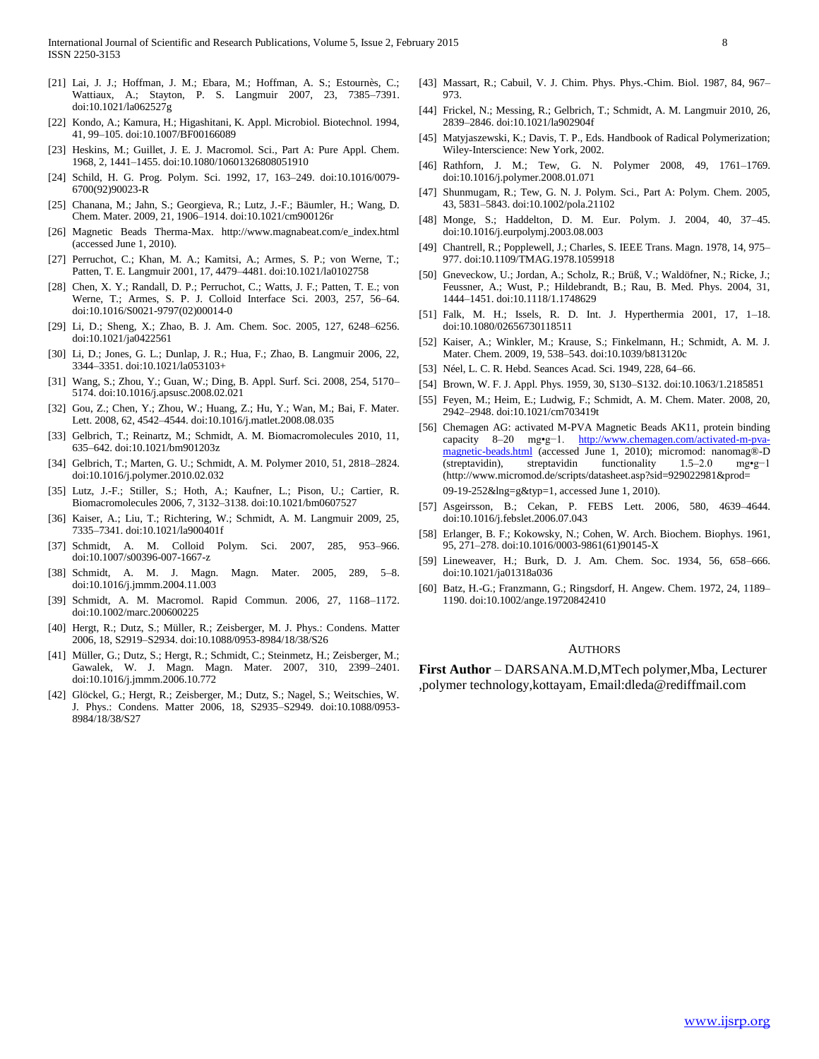[21] Lai, J. J.; Hoffman, J. M.; Ebara, M.; Hoffman, A. S.; Estournès, C.; Wattiaux, A.; Stayton, P. S. Langmuir 2007, 23, 7385–7391. doi:10.1021/la062527g

[22] Kondo, A.; Kamura, H.; Higashitani, K. Appl. Microbiol. Biotechnol. 1994, 41, 99–105. doi:10.1007/BF00166089

[23] Heskins, M.; Guillet, J. E. J. Macromol. Sci., Part A: Pure Appl. Chem. 1968, 2, 1441–1455. doi:10.1080/10601326808051910

[24] Schild, H. G. Prog. Polym. Sci. 1992, 17, 163–249. doi:10.1016/0079-6700(92)90023-R

[25] Chanana, M.; Jahn, S.; Georgieva, R.; Lutz, J.-F.; Bäumler, H.; Wang, D. Chem. Mater. 2009, 21, 1906–1914. doi:10.1021/cm900126r

[26] Magnetic Beads Therma-Max. http://www.magnabeat.com/e_index.html (accessed June 1, 2010).

[27] Perruchot, C.; Khan, M. A.; Kamitsi, A.; Armes, S. P.; von Werne, T.; Patten, T. E. Langmuir 2001, 17, 4479–4481. doi:10.1021/la0102758

[28] Chen, X. Y.; Randall, D. P.; Perruchot, C.; Watts, J. F.; Patten, T. E.; von Werne, T.; Armes, S. P. J. Colloid Interface Sci. 2003, 257, 56–64. doi:10.1016/S0021-9797(02)00014-0

[29] Li, D.; Sheng, X.; Zhao, B. J. Am. Chem. Soc. 2005, 127, 6248–6256. doi:10.1021/ja0422561

[30] Li, D.; Jones, G. L.; Dunlap, J. R.; Hua, F.; Zhao, B. Langmuir 2006, 22, 3344–3351. doi:10.1021/la053103+

[31] Wang, S.; Zhou, Y.; Guan, W.; Ding, B. Appl. Surf. Sci. 2008, 254, 5170–5174. doi:10.1016/j.apsusc.2008.02.021

[32] Gou, Z.; Chen, Y.; Zhou, W.; Huang, Z.; Hu, Y.; Wan, M.; Bai, F. Mater. Lett. 2008, 62, 4542–4544. doi:10.1016/j.matlet.2008.08.035

[33] Gelbrich, T.; Reinartz, M.; Schmidt, A. M. Biomacromolecules 2010, 11, 635–642. doi:10.1021/bm901203z

[34] Gelbrich, T.; Marten, G. U.; Schmidt, A. M. Polymer 2010, 51, 2818–2824. doi:10.1016/j.polymer.2010.02.032

[35] Lutz, J.-F.; Stiller, S.; Hoth, A.; Kaufner, L.; Pison, U.; Cartier, R. Biomacromolecules 2006, 7, 3132–3138. doi:10.1021/bm0607527

[36] Kaiser, A.; Liu, T.; Richtering, W.; Schmidt, A. M. Langmuir 2009, 25, 7335–7341. doi:10.1021/la900401f

[37] Schmidt, A. M. Colloid Polym. Sci. 2007, 285, 953–966. doi:10.1007/s00396-007-1667-z

[38] Schmidt, A. M. J. Magn. Magn. Mater. 2005, 289, 5–8. doi:10.1016/j.jmmm.2004.11.003

[39] Schmidt, A. M. Macromol. Rapid Commun. 2006, 27, 1168–1172. doi:10.1002/marc.200600225

[40] Hergt, R.; Dutz, S.; Müller, R.; Zeisberger, M. J. Phys.: Condens. Matter 2006, 18, S2919–S2934. doi:10.1088/0953-8984/18/38/S26

[41] Müller, G.; Dutz, S.; Hergt, R.; Schmidt, C.; Steinmetz, H.; Zeisberger, M.; Gawalek, W. J. Magn. Magn. Mater. 2007, 310, 2399–2401. doi:10.1016/j.jmmm.2006.10.772

[42] Glöckel, G.; Hergt, R.; Zeisberger, M.; Dutz, S.; Nagel, S.; Weitschies, W. J. Phys.: Condens. Matter 2006, 18, S2935–S2949. doi:10.1088/0953-8984/18/38/S27

[43] Massart, R.; Cabuil, V. J. Chim. Phys. Phys.-Chim. Biol. 1987, 84, 967–973.

[44] Frickel, N.; Messing, R.; Gelbrich, T.; Schmidt, A. M. Langmuir 2010, 26, 2839–2846. doi:10.1021/la902904f

[45] Matyjaszewski, K.; Davis, T. P., Eds. Handbook of Radical Polymerization; Wiley-Interscience: New York, 2002.

[46] Rathforn, J. M.; Tew, G. N. Polymer 2008, 49, 1761–1769. doi:10.1016/j.polymer.2008.01.071

[47] Shunmugam, R.; Tew, G. N. J. Polym. Sci., Part A: Polym. Chem. 2005, 43, 5831–5843. doi:10.1002/pola.21102

[48] Monge, S.; Haddelton, D. M. Eur. Polym. J. 2004, 40, 37–45. doi:10.1016/j.eurpolymj.2003.08.003

[49] Chantrell, R.; Popplewell, J.; Charles, S. IEEE Trans. Magn. 1978, 14, 975–977. doi:10.1109/TMAG.1978.1059918

[50] Gneveckow, U.; Jordan, A.; Scholz, R.; Brüß, V.; Waldöfner, N.; Ricke, J.; Feussner, A.; Wust, P.; Hildebrandt, B.; Rau, B. Med. Phys. 2004, 31, 1444–1451. doi:10.1118/1.1748629

[51] Falk, M. H.; Issels, R. D. Int. J. Hyperthermia 2001, 17, 1–18. doi:10.1080/02656730118511

[52] Kaiser, A.; Winkler, M.; Krause, S.; Finkelmann, H.; Schmidt, A. M. J. Mater. Chem. 2009, 19, 538–543. doi:10.1039/b813120c

[53] Néel, L. C. R. Hebd. Seances Acad. Sci. 1949, 228, 64–66.

[54] Brown, W. F. J. Appl. Phys. 1959, 30, S130–S132. doi:10.1063/1.2185851

[55] Feyen, M.; Heim, E.; Ludwig, F.; Schmidt, A. M. Chem. Mater. 2008, 20, 2942–2948. doi:10.1021/cm703419t

[56] Chemagen AG: activated M-PVA Magnetic Beads AK11, protein binding capacity 8–20 mg•g−1. http://www.chemagen.com/activated-m-pva-magnetic-beads.html (accessed June 1, 2010); micromod: nanomag®-D (streptavidin), streptavidin functionality 1.5–2.0 mg•g−1 (http://www.micromod.de/scripts/datasheet.asp?sid=929022981&prod=09-19-252&lng=g&typ=1, accessed June 1, 2010).

[57] Asgeirsson, B.; Cekan, P. FEBS Lett. 2006, 580, 4639–4644. doi:10.1016/j.febslet.2006.07.043

[58] Erlanger, B. F.; Kokowsky, N.; Cohen, W. Arch. Biochem. Biophys. 1961, 95, 271–278. doi:10.1016/0003-9861(61)90145-X

[59] Lineweaver, H.; Burk, D. J. Am. Chem. Soc. 1934, 56, 658–666. doi:10.1021/ja01318a036

[60] Batz, H.-G.; Franzmann, G.; Ringsdorf, H. Angew. Chem. 1972, 24, 1189–1190. doi:10.1002/ange.19720842410

## AUTHORS

**First Author** – DARSANA.M.D,MTech polymer,Mba, Lecturer ,polymer technology,kottayam, Email:dleda@rediffmail.com